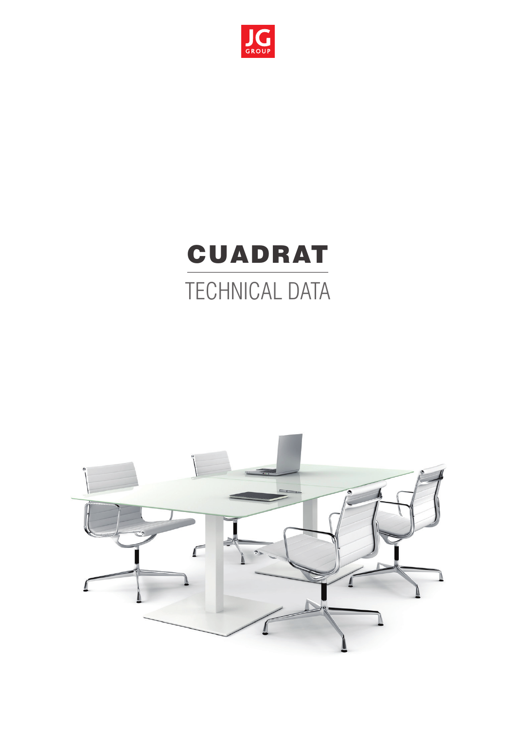JG GROUP

# CUADRAT

## TECHNICAL DATA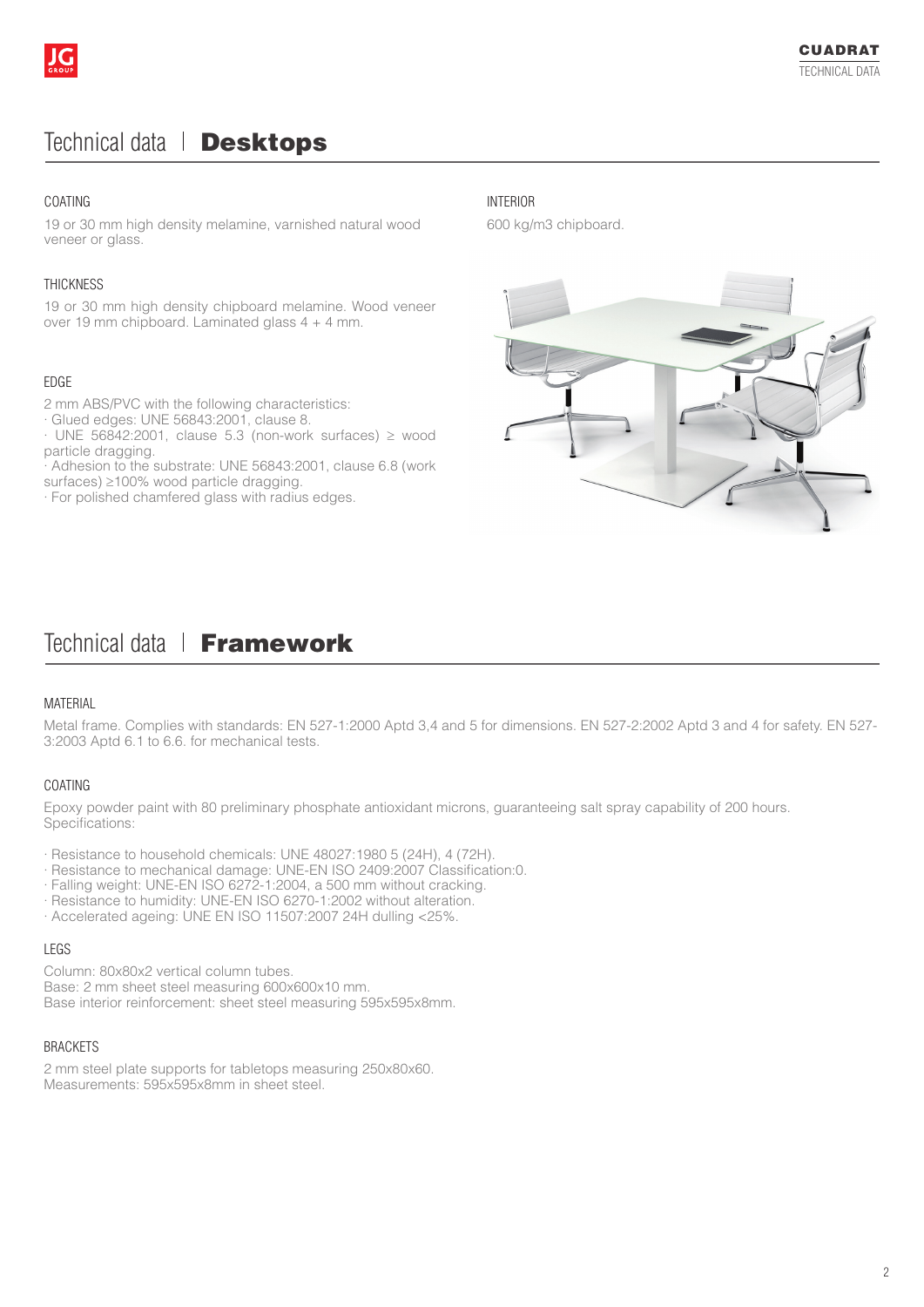# Technical data | **Desktops**

### COATING

19 or 30 mm high density melamine, varnished natural wood veneer or glass.

### THICKNESS

19 or 30 mm high density chipboard melamine. Wood veneer over 19 mm chipboard. Laminated glass 4 + 4 mm.

### EDGE

2 mm ABS/PVC with the following characteristics:

· Glued edges: UNE 56843:2001, clause 8.
· UNE 56842:2001, clause 5.3 (non-work surfaces) ≥ wood particle dragging.
· Adhesion to the substrate: UNE 56843:2001, clause 6.8 (work surfaces) ≥100% wood particle dragging.
· For polished chamfered glass with radius edges.

### INTERIOR

600 kg/m3 chipboard.

# Technical data | **Framework**

### MATERIAL

Metal frame. Complies with standards: EN 527-1:2000 Aptd 3,4 and 5 for dimensions. EN 527-2:2002 Aptd 3 and 4 for safety. EN 527-3:2003 Aptd 6.1 to 6.6. for mechanical tests.

### COATING

Epoxy powder paint with 80 preliminary phosphate antioxidant microns, guaranteeing salt spray capability of 200 hours. Specifications:

· Resistance to household chemicals: UNE 48027:1980 5 (24H), 4 (72H).
· Resistance to mechanical damage: UNE-EN ISO 2409:2007 Classification:0.
· Falling weight: UNE-EN ISO 6272-1:2004, a 500 mm without cracking.
· Resistance to humidity: UNE-EN ISO 6270-1:2002 without alteration.
· Accelerated ageing: UNE EN ISO 11507:2007 24H dulling <25%.

### LEGS

Column: 80x80x2 vertical column tubes.
Base: 2 mm sheet steel measuring 600x600x10 mm.
Base interior reinforcement: sheet steel measuring 595x595x8mm.

### BRACKETS

2 mm steel plate supports for tabletops measuring 250x80x60.
Measurements: 595x595x8mm in sheet steel.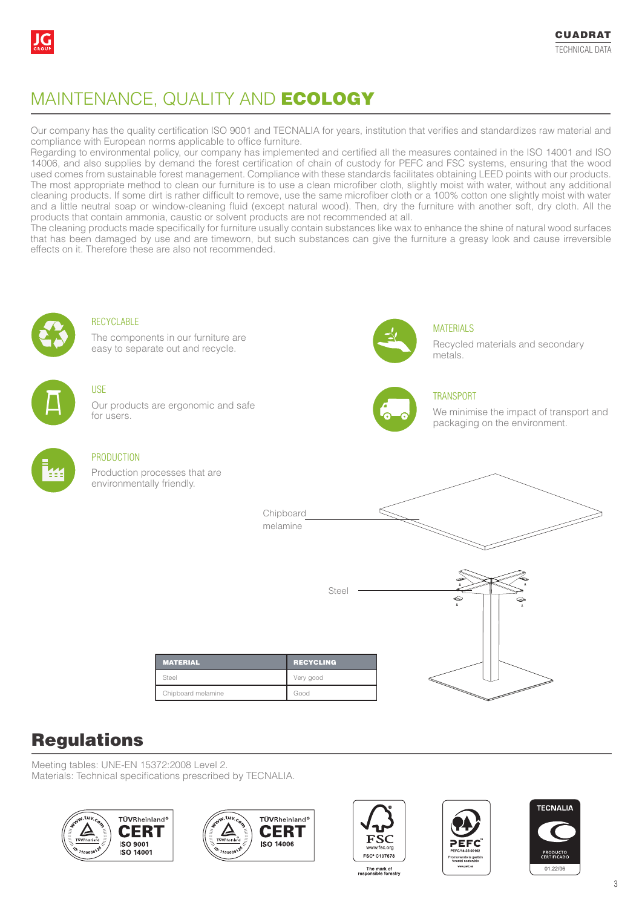# MAINTENANCE, QUALITY AND **ECOLOGY**

Our company has the quality certification ISO 9001 and TECNALIA for years, institution that verifies and standardizes raw material and compliance with European norms applicable to office furniture.
Regarding to environmental policy, our company has implemented and certified all the measures contained in the ISO 14001 and ISO 14006, and also supplies by demand the forest certification of chain of custody for PEFC and FSC systems, ensuring that the wood used comes from sustainable forest management. Compliance with these standards facilitates obtaining LEED points with our products.
The most appropriate method to clean our furniture is to use a clean microfiber cloth, slightly moist with water, without any additional cleaning products. If some dirt is rather difficult to remove, use the same microfiber cloth or a 100% cotton one slightly moist with water and a little neutral soap or window-cleaning fluid (except natural wood). Then, dry the furniture with another soft, dry cloth. All the products that contain ammonia, caustic or solvent products are not recommended at all.
The cleaning products made specifically for furniture usually contain substances like wax to enhance the shine of natural wood surfaces that has been damaged by use and are timeworn, but such substances can give the furniture a greasy look and cause irreversible effects on it. Therefore these are also not recommended.

RECYCLABLE

The components in our furniture are easy to separate out and recycle.

USE

Our products are ergonomic and safe for users.

PRODUCTION

Production processes that are environmentally friendly.

MATERIALS

Recycled materials and secondary metals.

TRANSPORT

We minimise the impact of transport and packaging on the environment.

Chipboard melamine

Steel

| MATERIAL | RECYCLING |
| --- | --- |
| Steel | Very good |
| Chipboard melamine | Good |

## Regulations

Meeting tables: UNE-EN 15372:2008 Level 2.
Materials: Technical specifications prescribed by TECNALIA.

TÜVRheinland® CERT ISO 9001 ISO 14001

TÜVRheinland® CERT ISO 14006

FSC www.fsc.org FSC® C107678 The mark of responsible forestry

PEFC PEFC/14-35-00162 Promoviendo la gestión forestal sostenible www.pefc.es

TECNALIA PRODUCTO CERTIFICADO 01.22/06